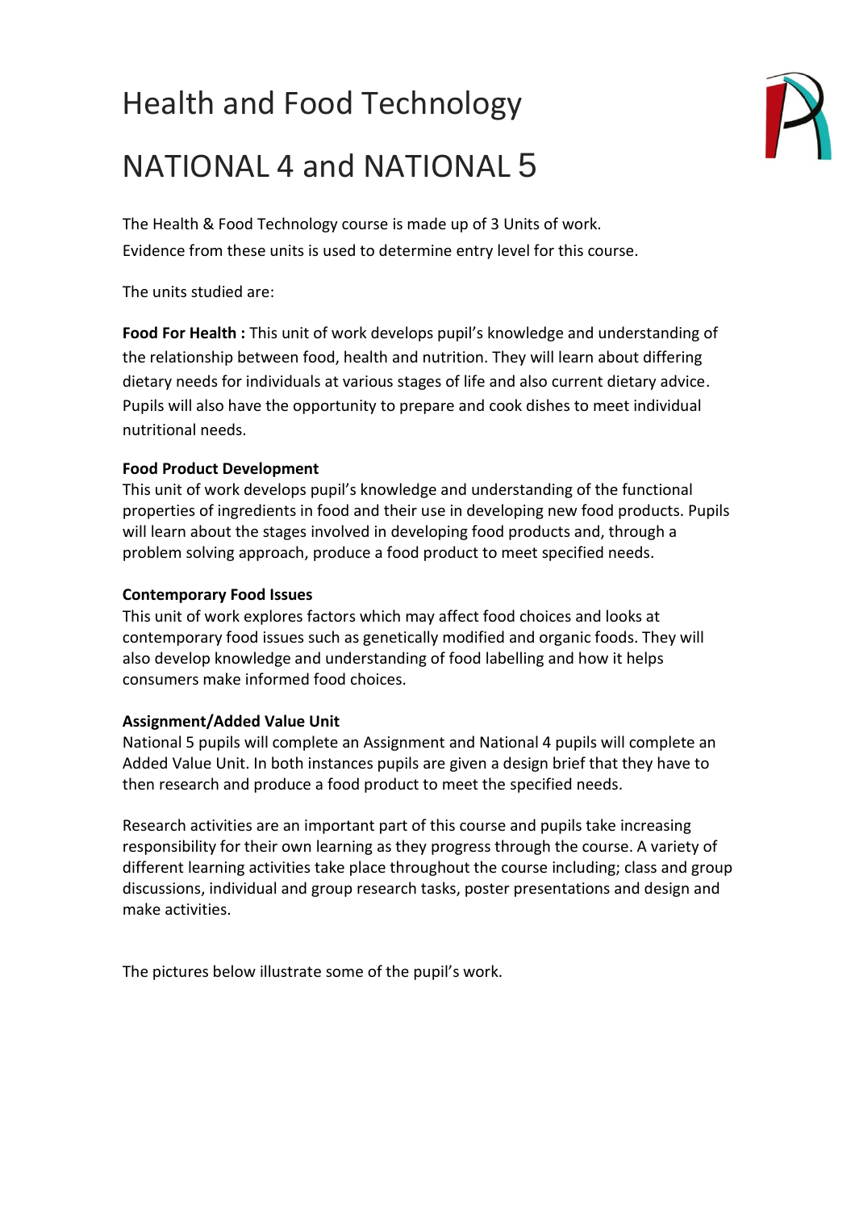# Health and Food Technology

# NATIONAL 4 and NATIONAL 5

The Health & Food Technology course is made up of 3 Units of work.
Evidence from these units is used to determine entry level for this course.

The units studied are:

**Food For Health :** This unit of work develops pupil's knowledge and understanding of the relationship between food, health and nutrition. They will learn about differing dietary needs for individuals at various stages of life and also current dietary advice. Pupils will also have the opportunity to prepare and cook dishes to meet individual nutritional needs.

**Food Product Development**
This unit of work develops pupil's knowledge and understanding of the functional properties of ingredients in food and their use in developing new food products. Pupils will learn about the stages involved in developing food products and, through a problem solving approach, produce a food product to meet specified needs.

**Contemporary Food Issues**
This unit of work explores factors which may affect food choices and looks at contemporary food issues such as genetically modified and organic foods. They will also develop knowledge and understanding of food labelling and how it helps consumers make informed food choices.

**Assignment/Added Value Unit**
National 5 pupils will complete an Assignment and National 4 pupils will complete an Added Value Unit. In both instances pupils are given a design brief that they have to then research and produce a food product to meet the specified needs.

Research activities are an important part of this course and pupils take increasing responsibility for their own learning as they progress through the course. A variety of different learning activities take place throughout the course including; class and group discussions, individual and group research tasks, poster presentations and design and make activities.

The pictures below illustrate some of the pupil's work.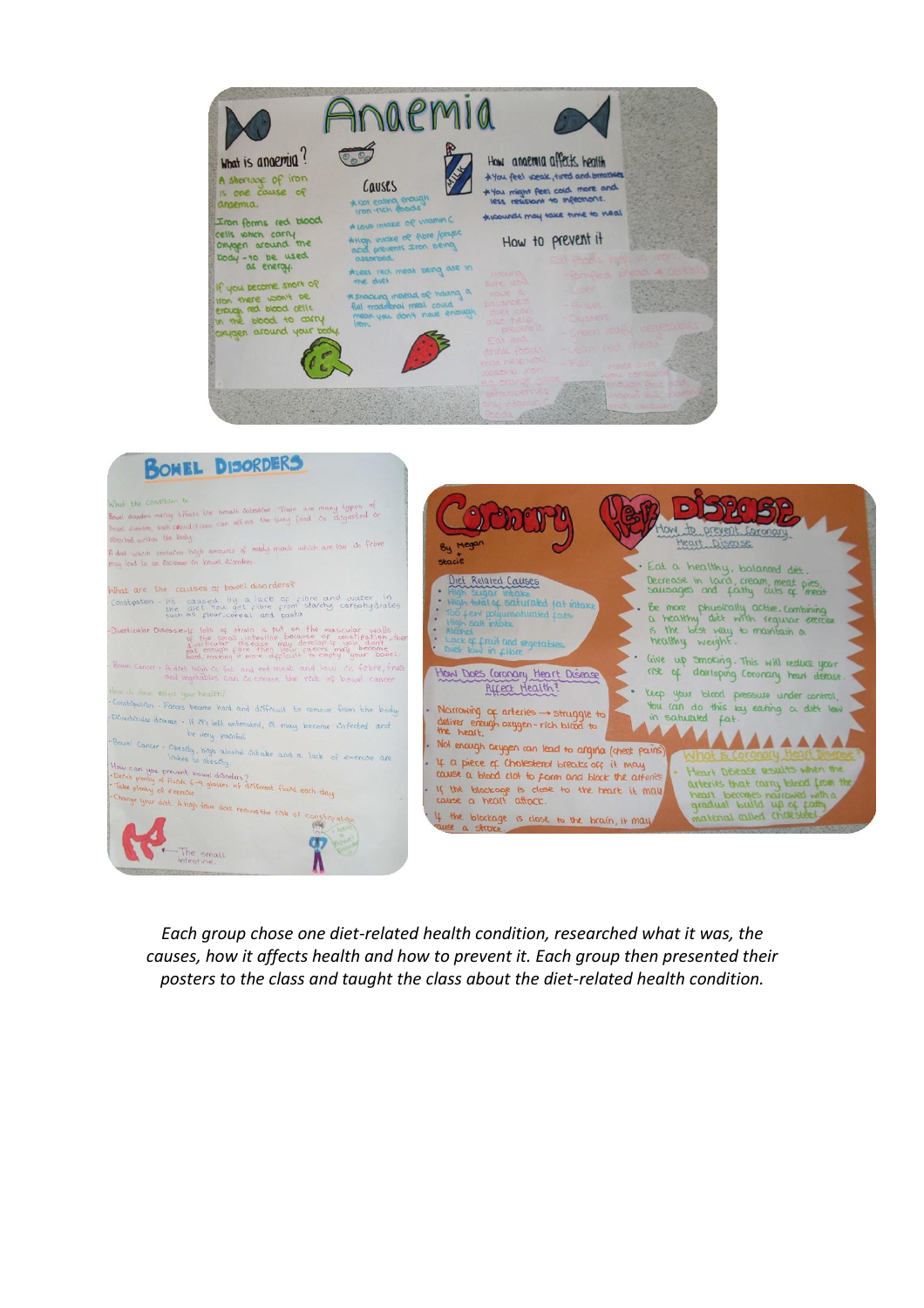*Each group chose one diet-related health condition, researched what it was, the causes, how it affects health and how to prevent it. Each group then presented their posters to the class and taught the class about the diet-related health condition.*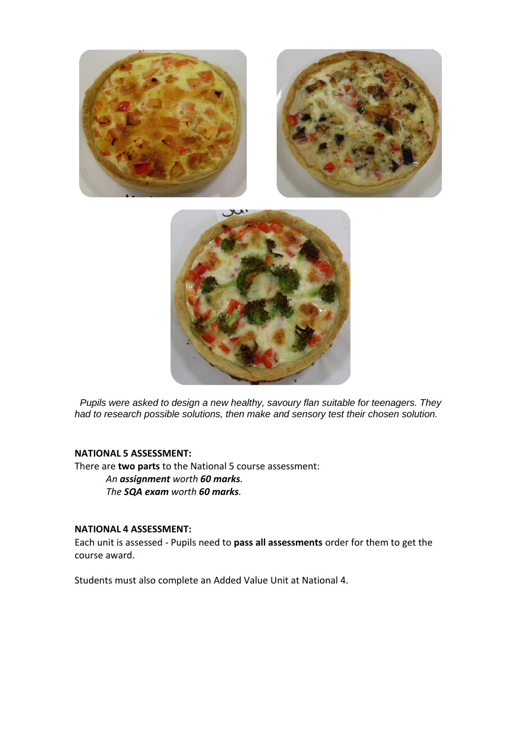*Pupils were asked to design a new healthy, savoury flan suitable for teenagers. They had to research possible solutions, then make and sensory test their chosen solution.*

**NATIONAL 5 ASSESSMENT:**

There are **two parts** to the National 5 course assessment:

*An **assignment** worth **60 marks**.*

*The **SQA exam** worth **60 marks**.*

**NATIONAL 4 ASSESSMENT:**

Each unit is assessed - Pupils need to **pass all assessments** order for them to get the course award.

Students must also complete an Added Value Unit at National 4.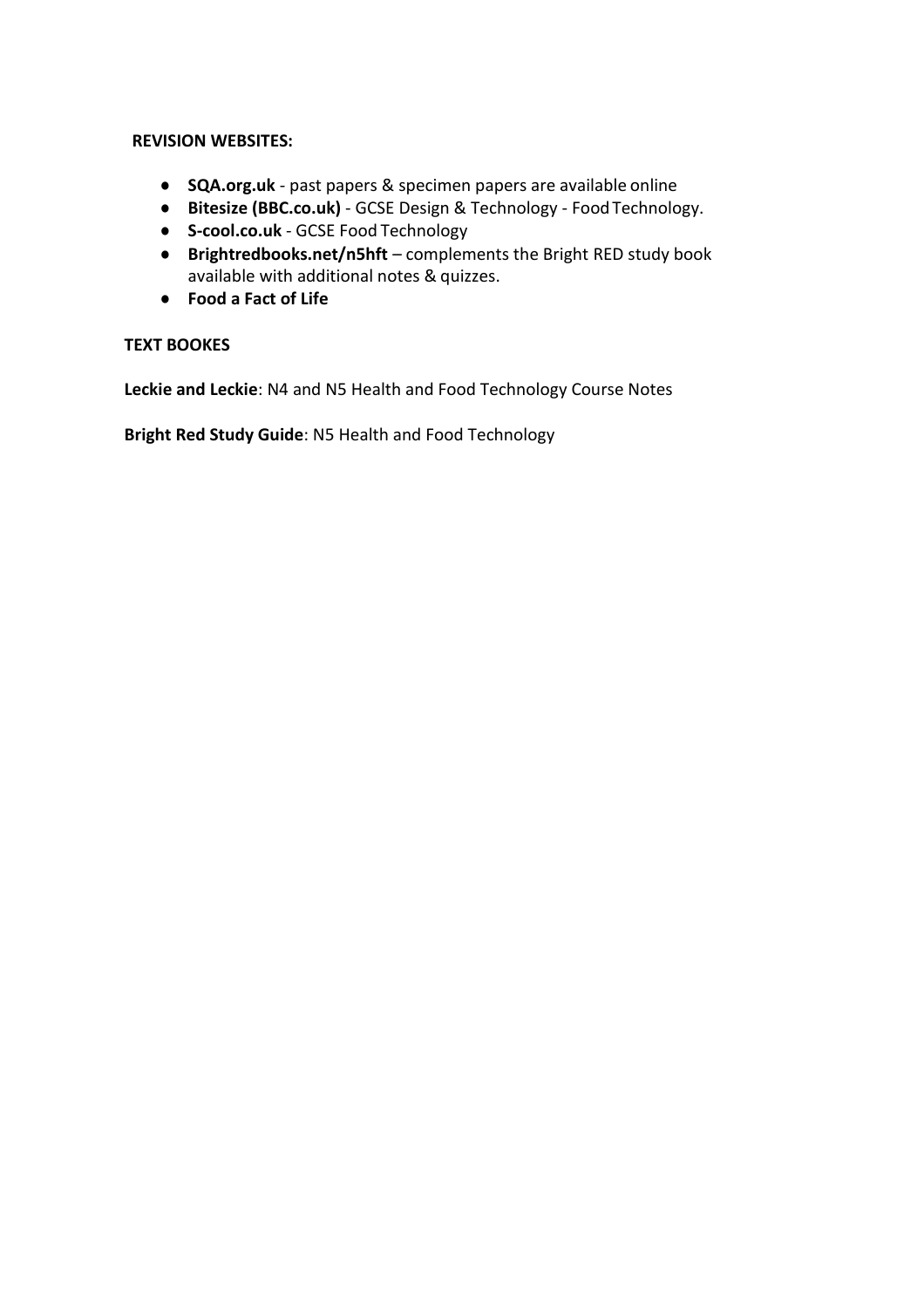**REVISION WEBSITES:**

- **SQA.org.uk** - past papers & specimen papers are available online
- **Bitesize (BBC.co.uk)** - GCSE Design & Technology - Food Technology.
- **S-cool.co.uk** - GCSE Food Technology
- **Brightredbooks.net/n5hft** – complements the Bright RED study book available with additional notes & quizzes.
- **Food a Fact of Life**

**TEXT BOOKES**

**Leckie and Leckie**: N4 and N5 Health and Food Technology Course Notes

**Bright Red Study Guide**: N5 Health and Food Technology